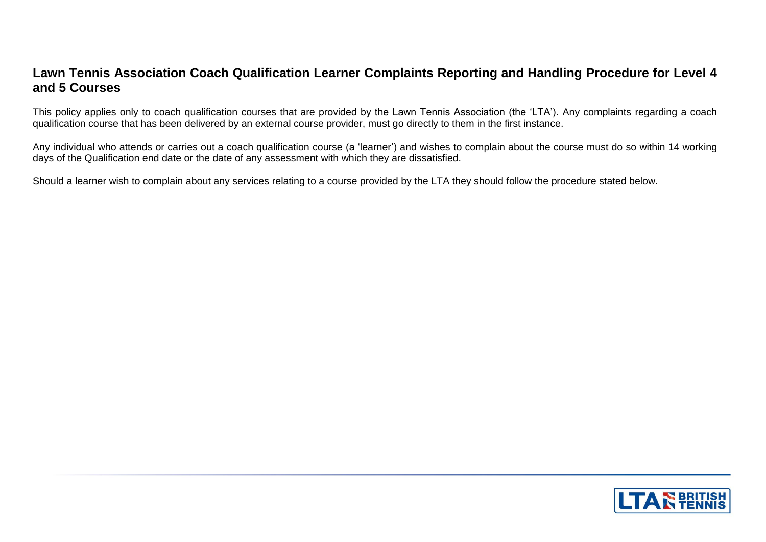# Lawn Tennis Association Coach Qualification Learner Complaints Reporting and Handling Procedure for Level 4 and 5 Courses

This policy applies only to coach qualification courses that are provided by the Lawn Tennis Association (the 'LTA'). Any complaints regarding a coach qualification course that has been delivered by an external course provider, must go directly to them in the first instance.

Any individual who attends or carries out a coach qualification course (a 'learner') and wishes to complain about the course must do so within 14 working days of the Qualification end date or the date of any assessment with which they are dissatisfied.

Should a learner wish to complain about any services relating to a course provided by the LTA they should follow the procedure stated below.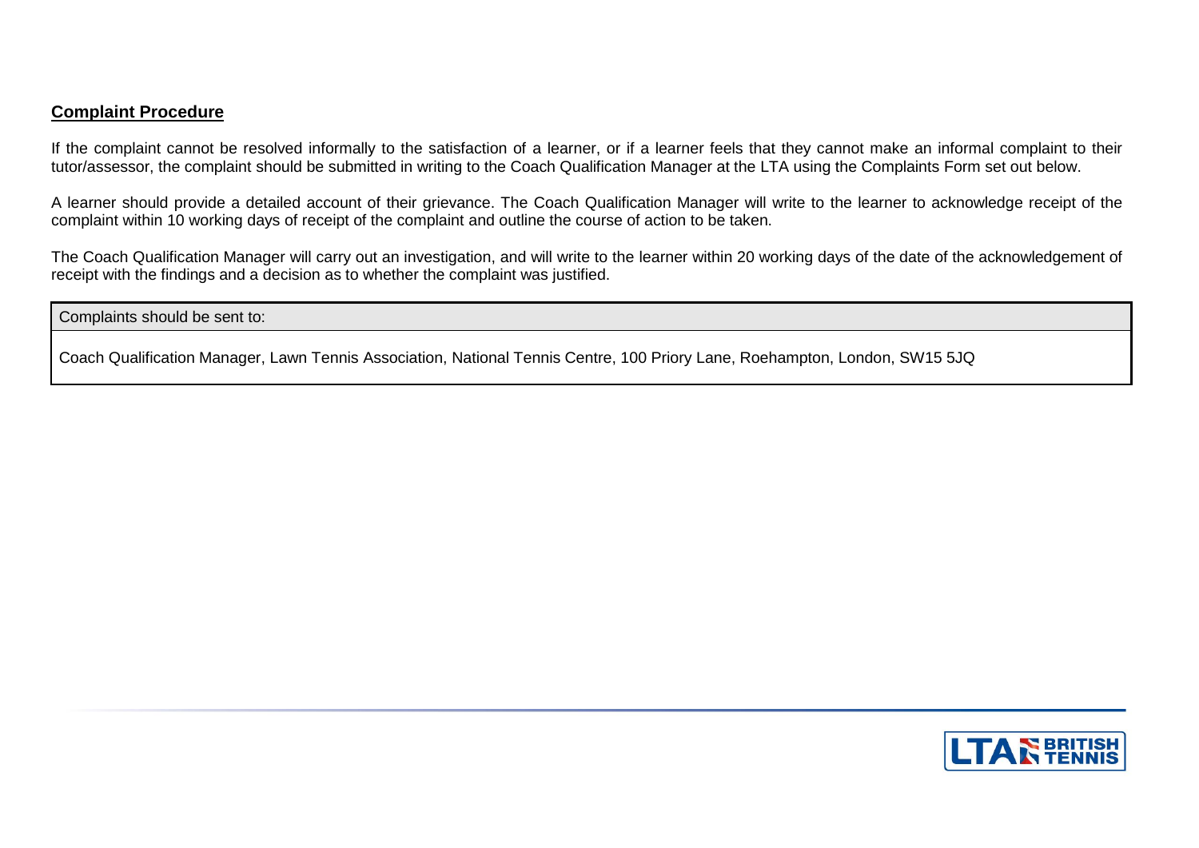## **Complaint Procedure**

If the complaint cannot be resolved informally to the satisfaction of a learner, or if a learner feels that they cannot make an informal complaint to their tutor/assessor, the complaint should be submitted in writing to the Coach Qualification Manager at the LTA using the Complaints Form set out below.

A learner should provide a detailed account of their grievance. The Coach Qualification Manager will write to the learner to acknowledge receipt of the complaint within 10 working days of receipt of the complaint and outline the course of action to be taken.

The Coach Qualification Manager will carry out an investigation, and will write to the learner within 20 working days of the date of the acknowledgement of receipt with the findings and a decision as to whether the complaint was justified.

| Complaints should be sent to: |
|---|
| Coach Qualification Manager, Lawn Tennis Association, National Tennis Centre, 100 Priory Lane, Roehampton, London, SW15 5JQ |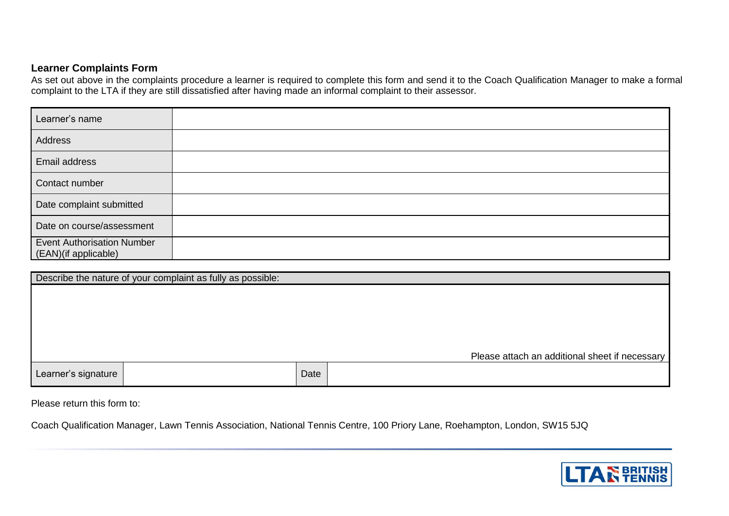**Learner Complaints Form**

As set out above in the complaints procedure a learner is required to complete this form and send it to the Coach Qualification Manager to make a formal complaint to the LTA if they are still dissatisfied after having made an informal complaint to their assessor.

| | |
|---|---|
| Learner's name | |
| Address | |
| Email address | |
| Contact number | |
| Date complaint submitted | |
| Date on course/assessment | |
| Event Authorisation Number (EAN)(if applicable) | |

| Describe the nature of your complaint as fully as possible: | | | |
|---|---|---|---|
| Please attach an additional sheet if necessary | | | |
| Learner's signature | | Date | |

Please return this form to:

Coach Qualification Manager, Lawn Tennis Association, National Tennis Centre, 100 Priory Lane, Roehampton, London, SW15 5JQ